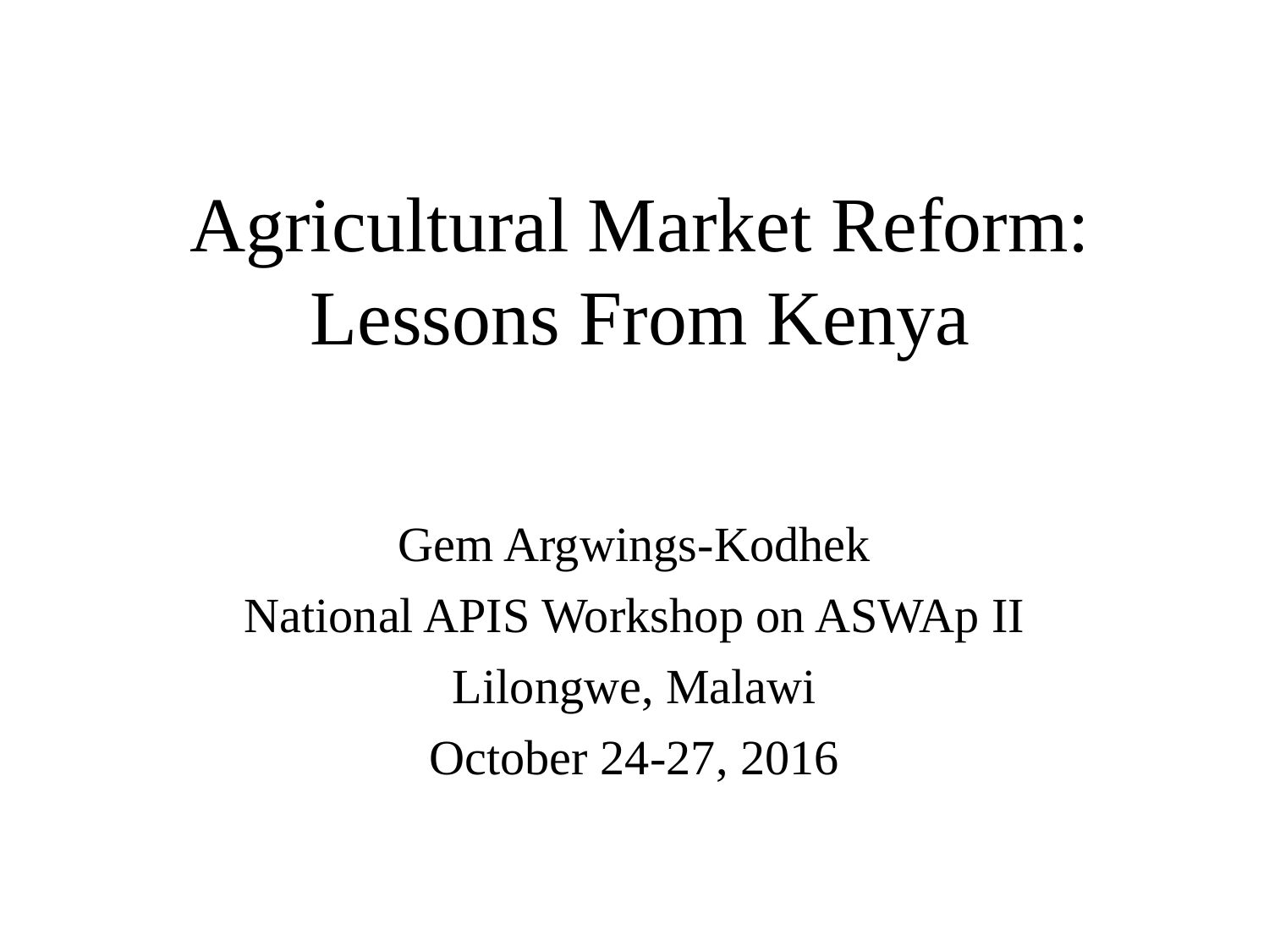# Agricultural Market Reform: Lessons From Kenya

Gem Argwings-Kodhek

National APIS Workshop on ASWAp II

Lilongwe, Malawi

October 24-27, 2016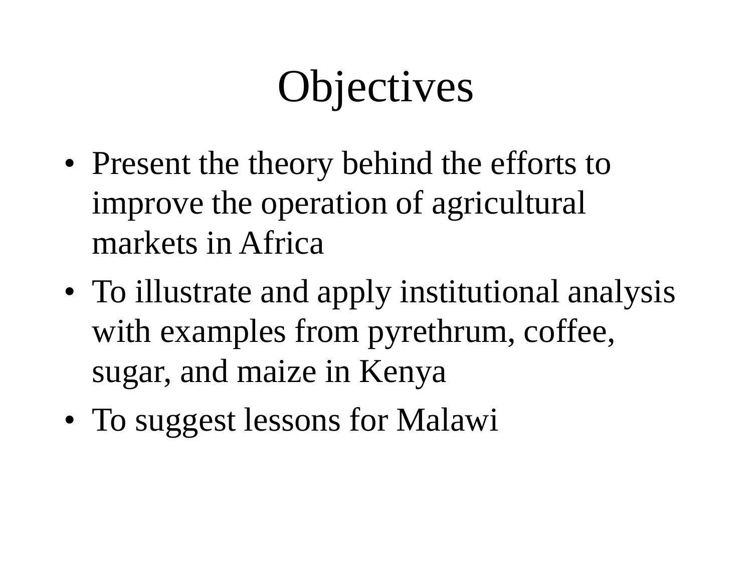# Objectives

- Present the theory behind the efforts to improve the operation of agricultural markets in Africa
- To illustrate and apply institutional analysis with examples from pyrethrum, coffee, sugar, and maize in Kenya
- To suggest lessons for Malawi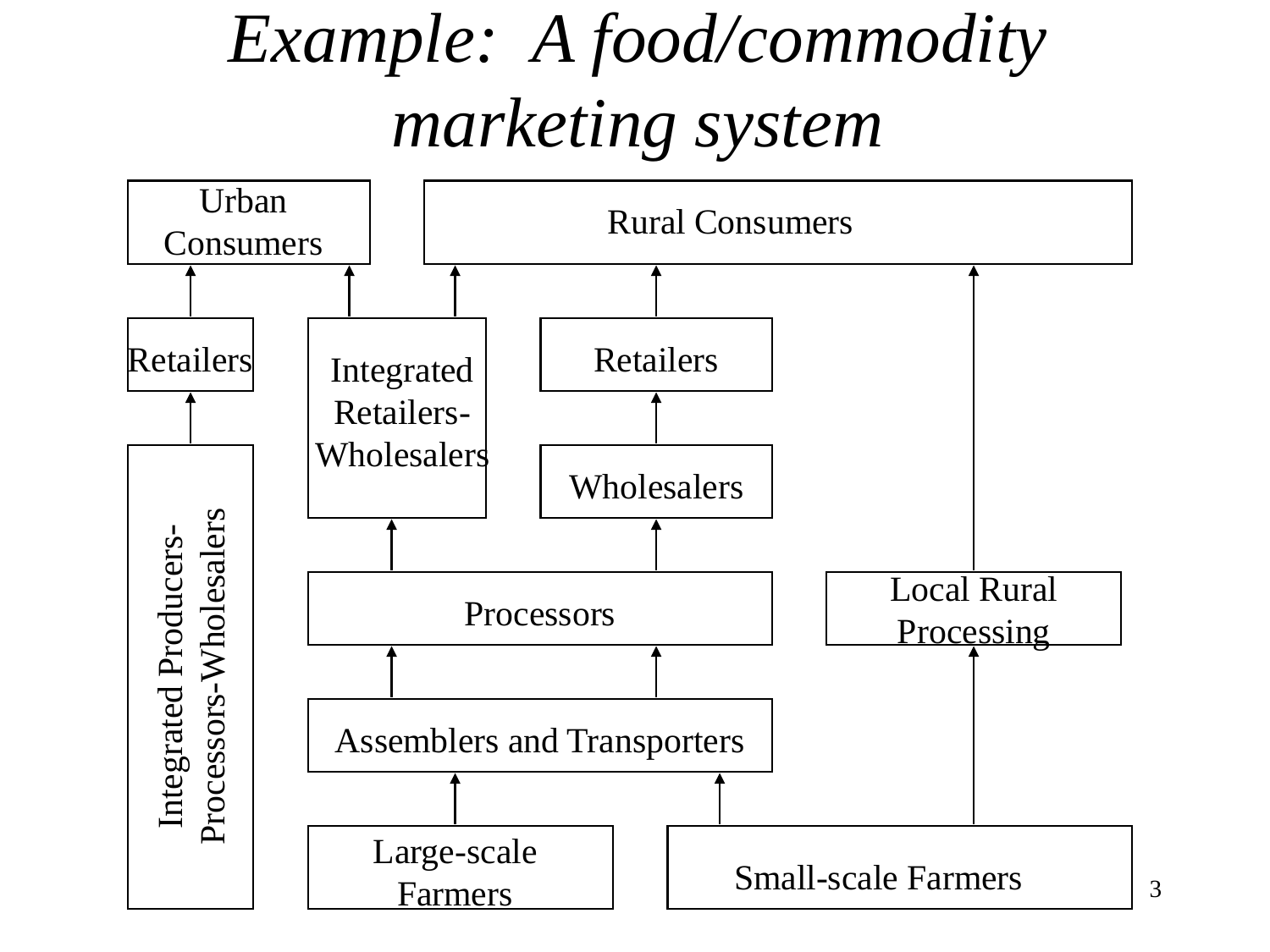# *Example: A food/commodity marketing system*

Urban Consumers

Rural Consumers

Retailers

Integrated Retailers-Wholesalers

Retailers

Wholesalers

Integrated Producers-Processors-Wholesalers

Processors

Local Rural Processing

Assemblers and Transporters

Large-scale Farmers

Small-scale Farmers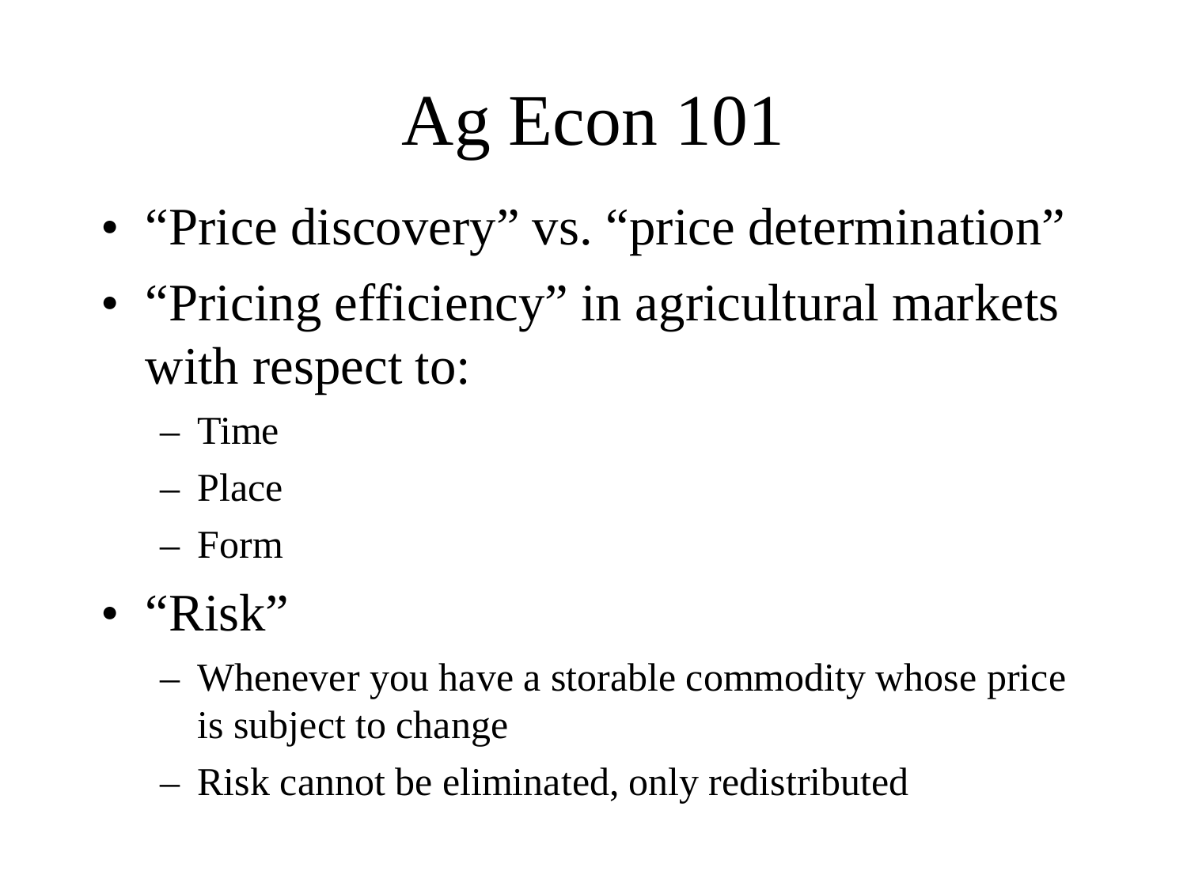# Ag Econ 101

- "Price discovery" vs. "price determination"
- "Pricing efficiency" in agricultural markets with respect to:
  - Time
  - Place
  - Form
- "Risk"
  - Whenever you have a storable commodity whose price is subject to change
  - Risk cannot be eliminated, only redistributed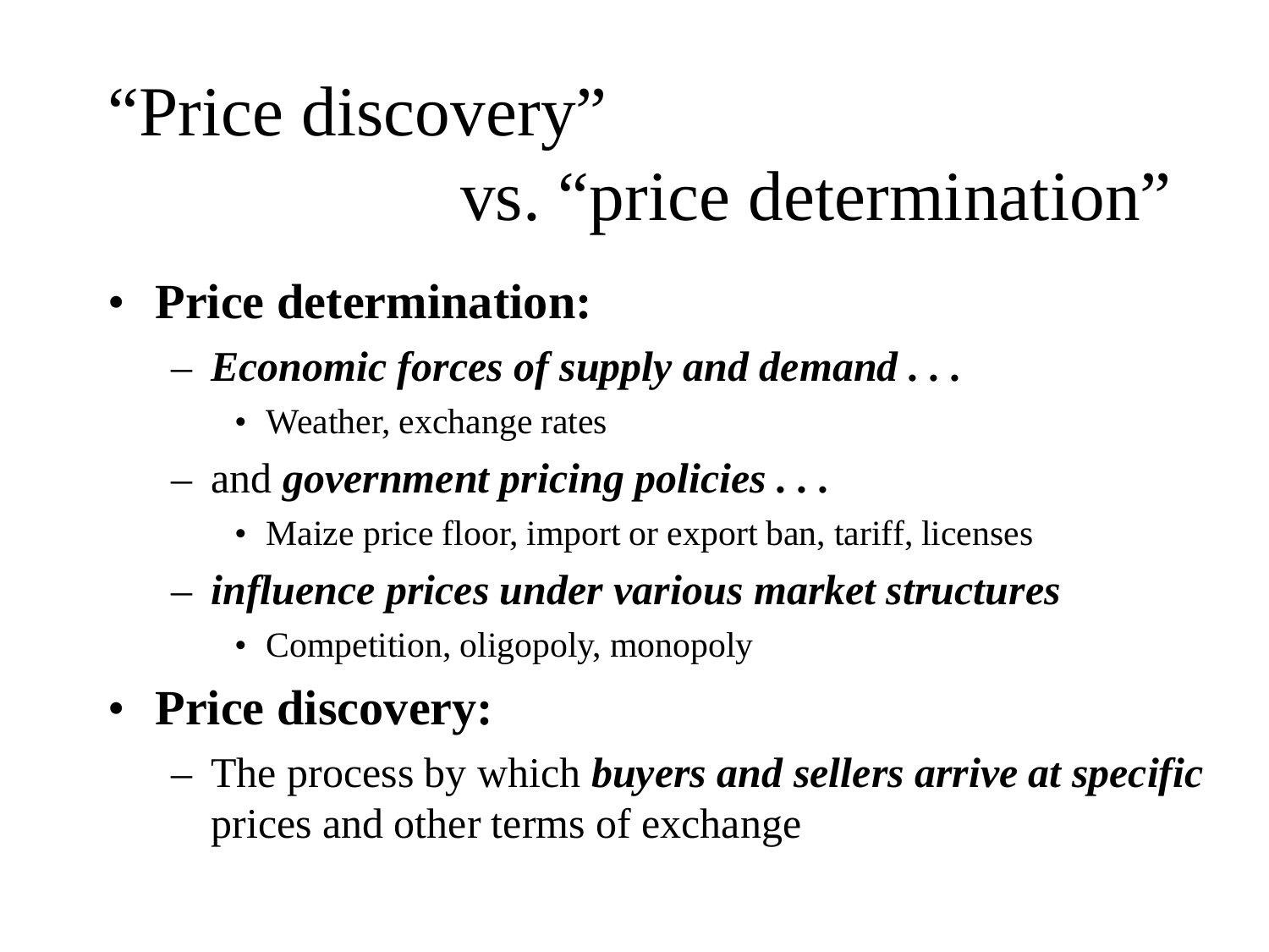# "Price discovery" vs. "price determination"

- **Price determination:**
  - ***Economic forces of supply and demand . . .***
    - Weather, exchange rates
  - and ***government pricing policies . . .***
    - Maize price floor, import or export ban, tariff, licenses
  - ***influence prices under various market structures***
    - Competition, oligopoly, monopoly
- **Price discovery:**
  - The process by which ***buyers and sellers arrive at specific*** prices and other terms of exchange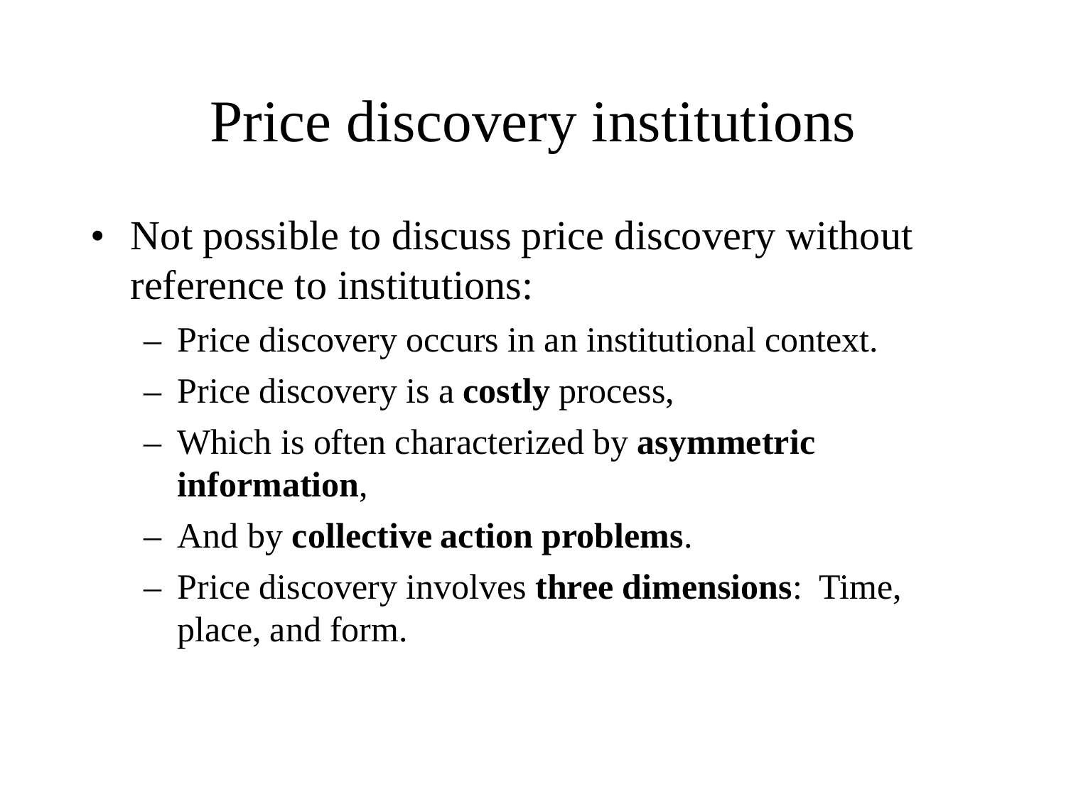# Price discovery institutions

- Not possible to discuss price discovery without reference to institutions:
  - Price discovery occurs in an institutional context.
  - Price discovery is a **costly** process,
  - Which is often characterized by **asymmetric information**,
  - And by **collective action problems**.
  - Price discovery involves **three dimensions**: Time, place, and form.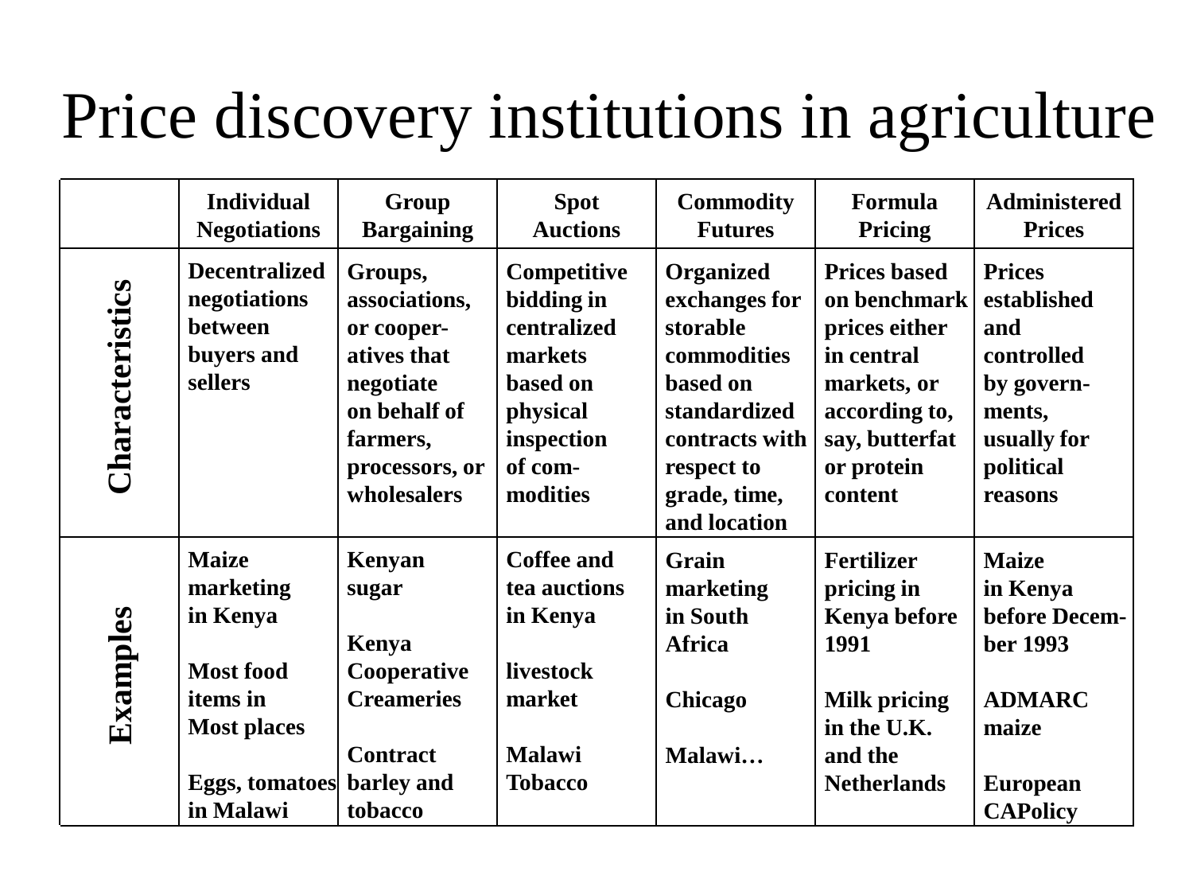# Price discovery institutions in agriculture

| | Individual Negotiations | Group Bargaining | Spot Auctions | Commodity Futures | Formula Pricing | Administered Prices |
|---|---|---|---|---|---|---|
| **Characteristics** | **Decentralized negotiations between buyers and sellers** | **Groups, associations, or cooper-atives that negotiate on behalf of farmers, processors, or wholesalers** | **Competitive bidding in centralized markets based on physical inspection of com-modities** | **Organized exchanges for storable commodities based on standardized contracts with respect to grade, time, and location** | **Prices based on benchmark prices either in central markets, or according to, say, butterfat or protein content** | **Prices established and controlled by govern-ments, usually for political reasons** |
| **Examples** | **Maize marketing in Kenya**<br><br>**Most food items in Most places**<br><br>**Eggs, tomatoes in Malawi** | **Kenyan sugar**<br><br>**Kenya Cooperative Creameries**<br><br>**Contract barley and tobacco** | **Coffee and tea auctions in Kenya**<br><br>**livestock market**<br><br>**Malawi Tobacco** | **Grain marketing in South Africa**<br><br>**Chicago**<br><br>**Malawi…** | **Fertilizer pricing in Kenya before 1991**<br><br>**Milk pricing in the U.K. and the Netherlands** | **Maize in Kenya before Decem-ber 1993**<br><br>**ADMARC maize**<br><br>**European CAPolicy** |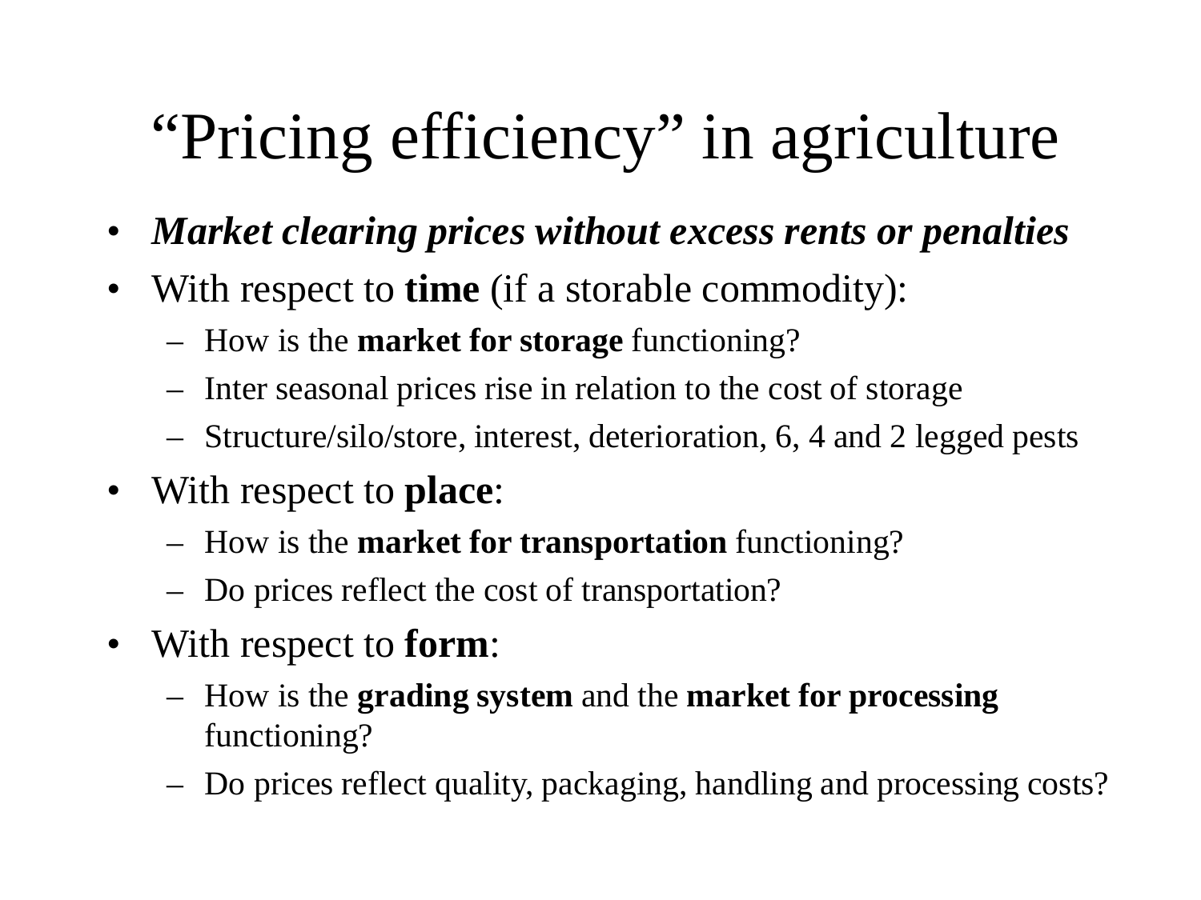# “Pricing efficiency” in agriculture

- ***Market clearing prices without excess rents or penalties***
- With respect to **time** (if a storable commodity):
  - How is the **market for storage** functioning?
  - Inter seasonal prices rise in relation to the cost of storage
  - Structure/silo/store, interest, deterioration, 6, 4 and 2 legged pests
- With respect to **place**:
  - How is the **market for transportation** functioning?
  - Do prices reflect the cost of transportation?
- With respect to **form**:
  - How is the **grading system** and the **market for processing** functioning?
  - Do prices reflect quality, packaging, handling and processing costs?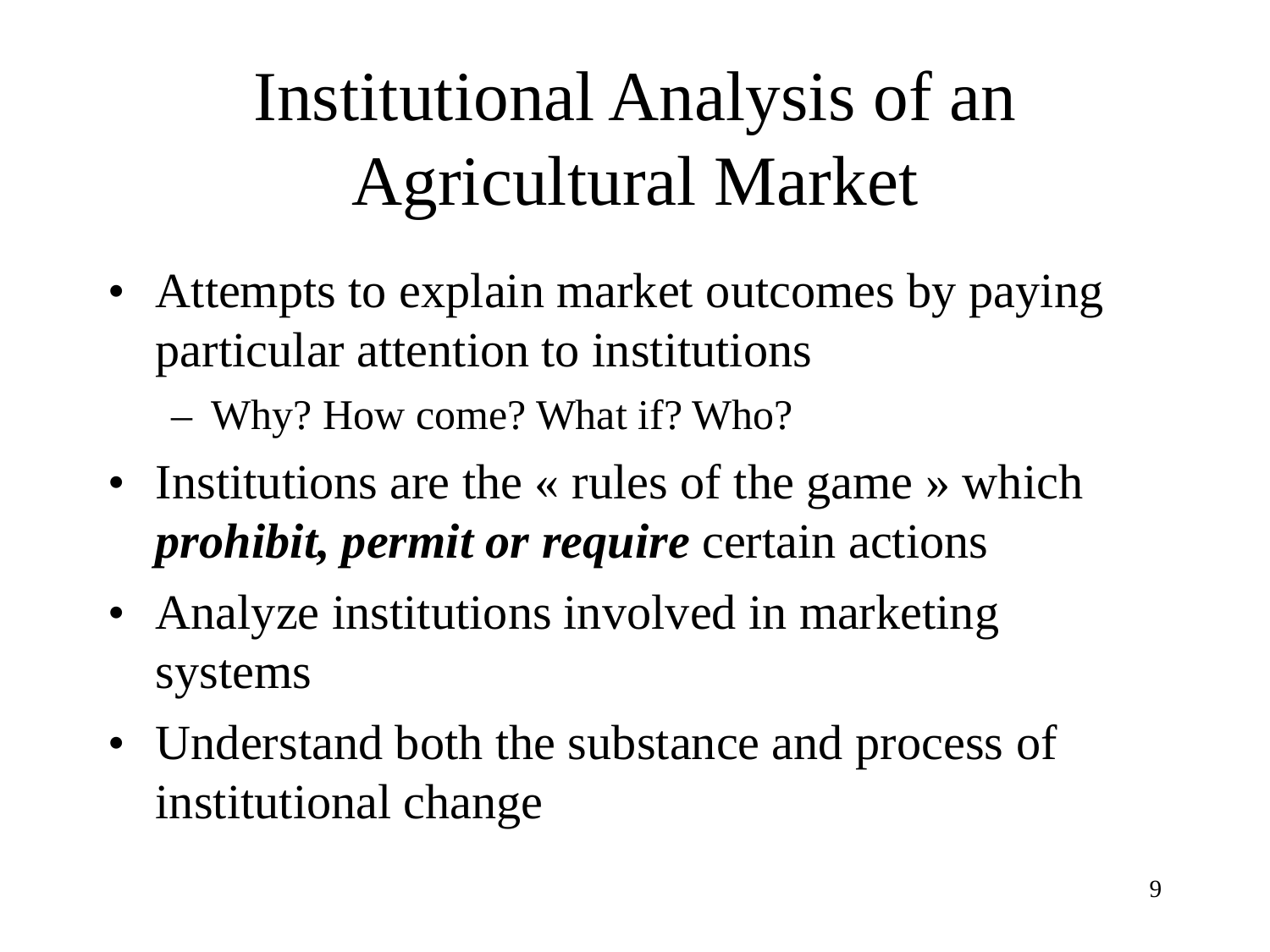# Institutional Analysis of an Agricultural Market

- Attempts to explain market outcomes by paying particular attention to institutions
  - Why? How come? What if? Who?
- Institutions are the « rules of the game » which ***prohibit, permit or require*** certain actions
- Analyze institutions involved in marketing systems
- Understand both the substance and process of institutional change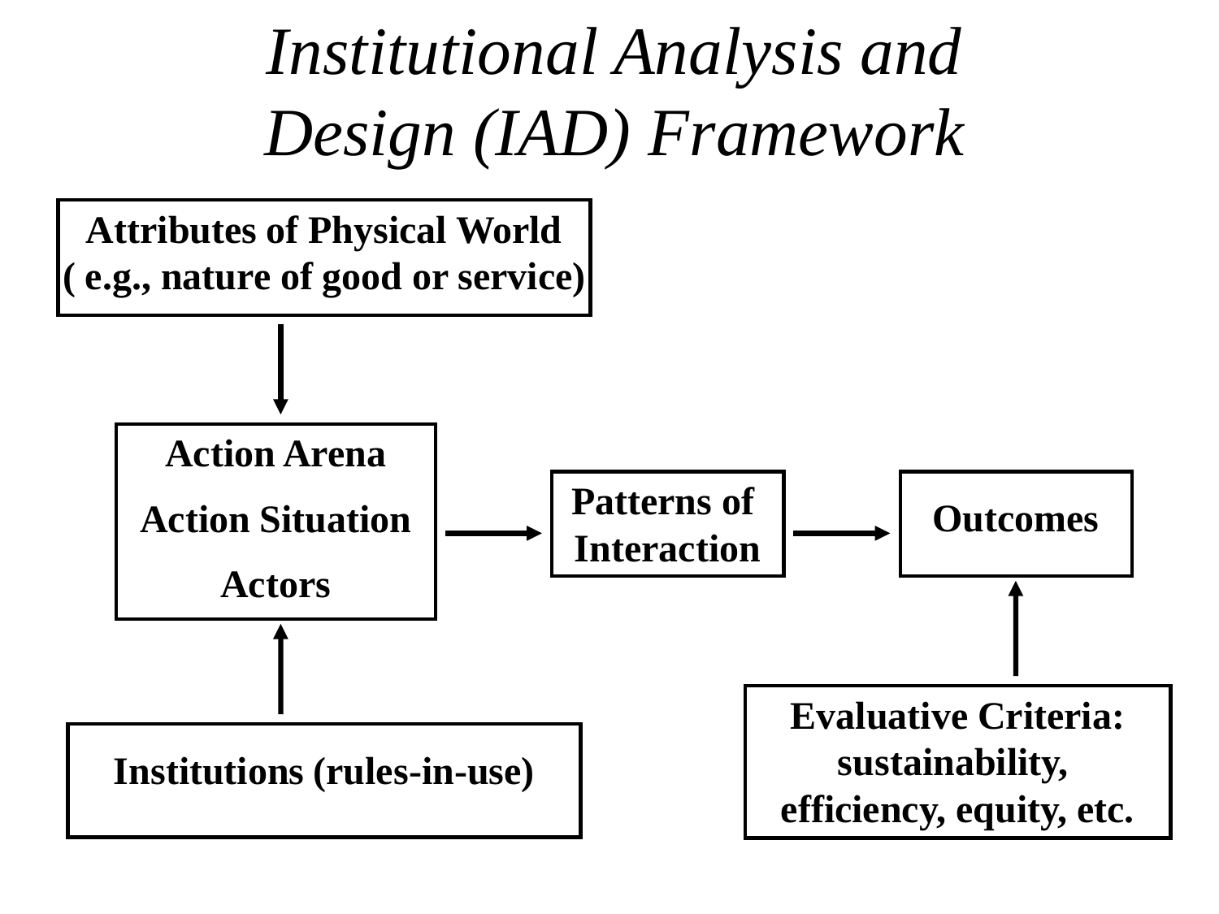# *Institutional Analysis and Design (IAD) Framework*

**Attributes of Physical World ( e.g., nature of good or service)**

**Action Arena**

**Action Situation**

**Actors**

**Patterns of Interaction**

**Outcomes**

**Institutions (rules-in-use)**

**Evaluative Criteria: sustainability, efficiency, equity, etc.**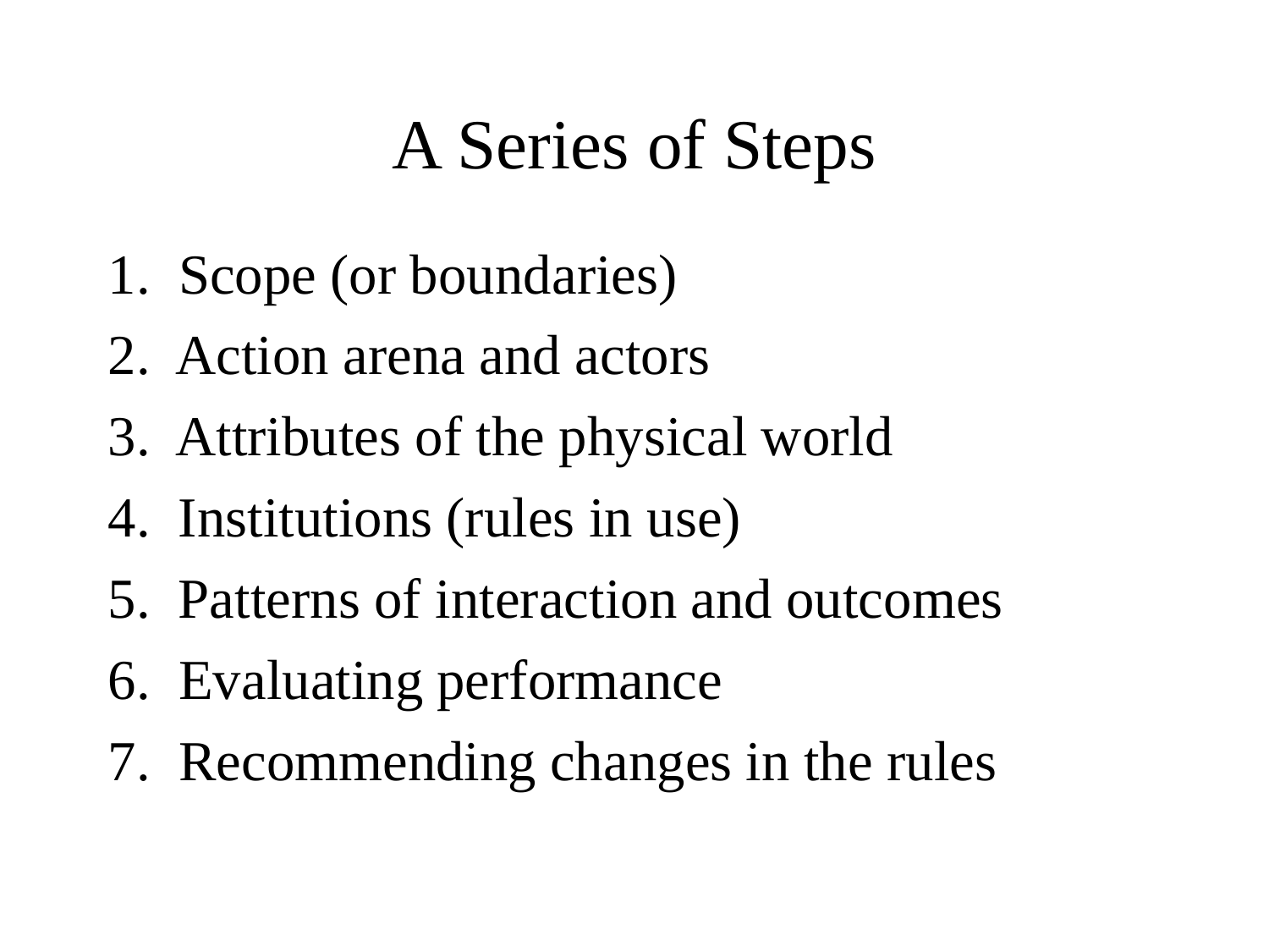# A Series of Steps

1. Scope (or boundaries)
2. Action arena and actors
3. Attributes of the physical world
4. Institutions (rules in use)
5. Patterns of interaction and outcomes
6. Evaluating performance
7. Recommending changes in the rules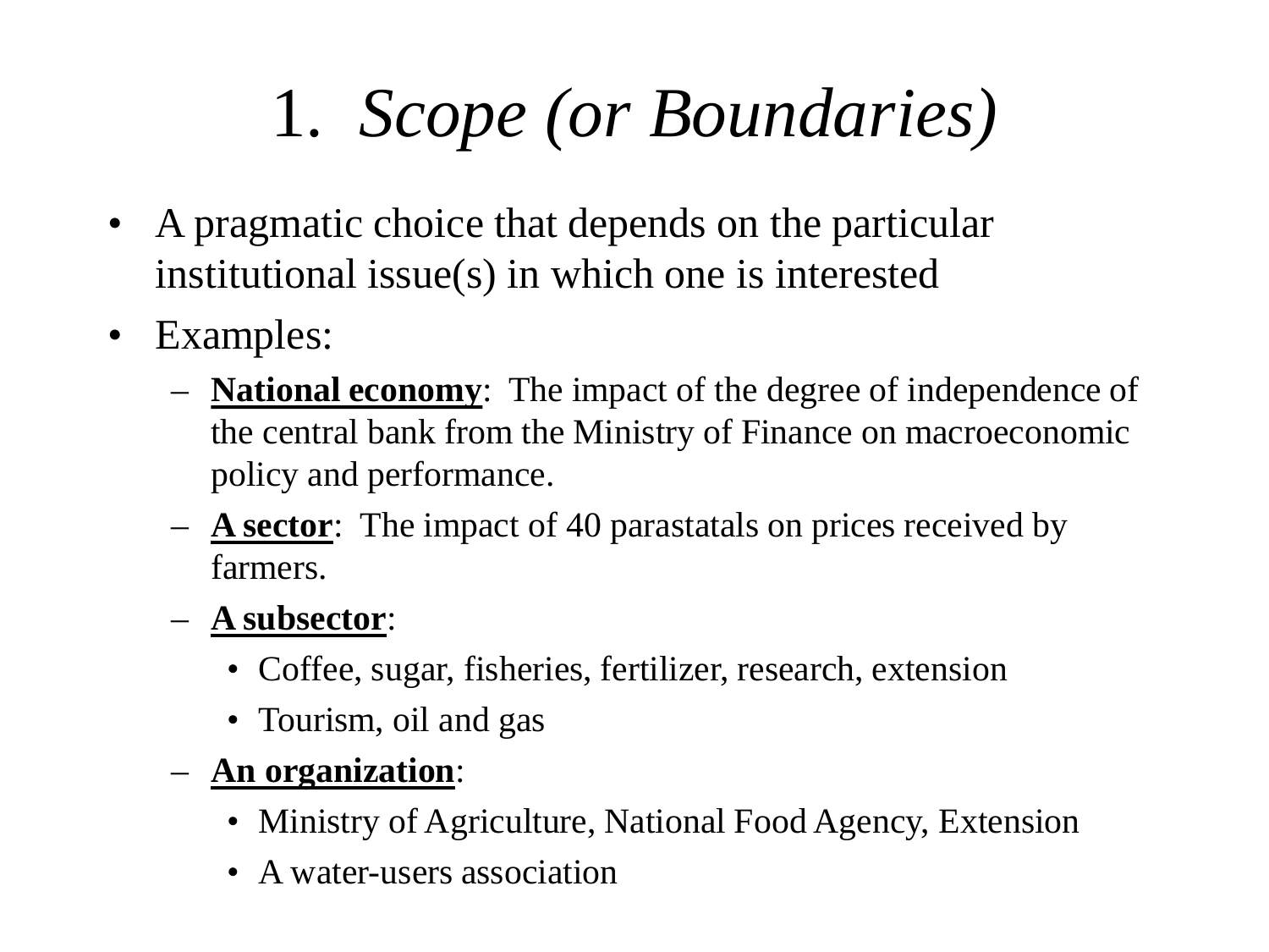# 1. *Scope (or Boundaries)*

- A pragmatic choice that depends on the particular institutional issue(s) in which one is interested
- Examples:
  - **National economy**: The impact of the degree of independence of the central bank from the Ministry of Finance on macroeconomic policy and performance.
  - **A sector**: The impact of 40 parastatals on prices received by farmers.
  - **A subsector**:
    - Coffee, sugar, fisheries, fertilizer, research, extension
    - Tourism, oil and gas
  - **An organization**:
    - Ministry of Agriculture, National Food Agency, Extension
    - A water-users association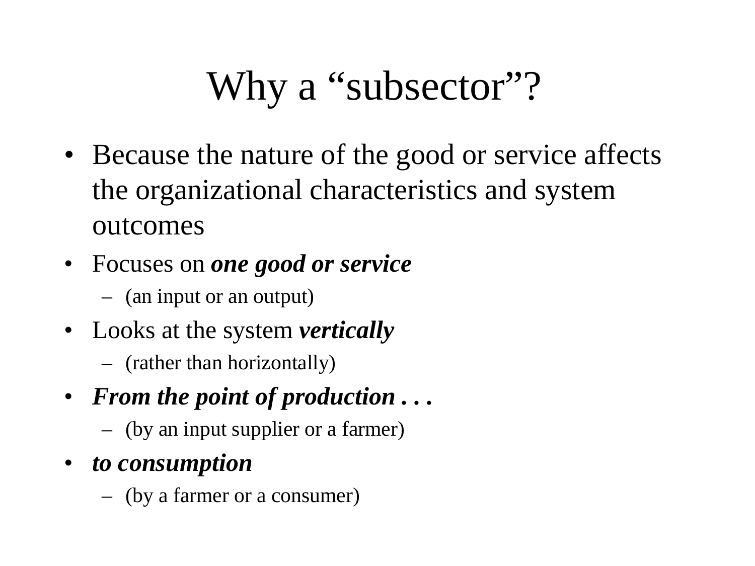# Why a "subsector"?

- Because the nature of the good or service affects the organizational characteristics and system outcomes
- Focuses on ***one good or service***
  - (an input or an output)
- Looks at the system ***vertically***
  - (rather than horizontally)
- ***From the point of production . . .***
  - (by an input supplier or a farmer)
- ***to consumption***
  - (by a farmer or a consumer)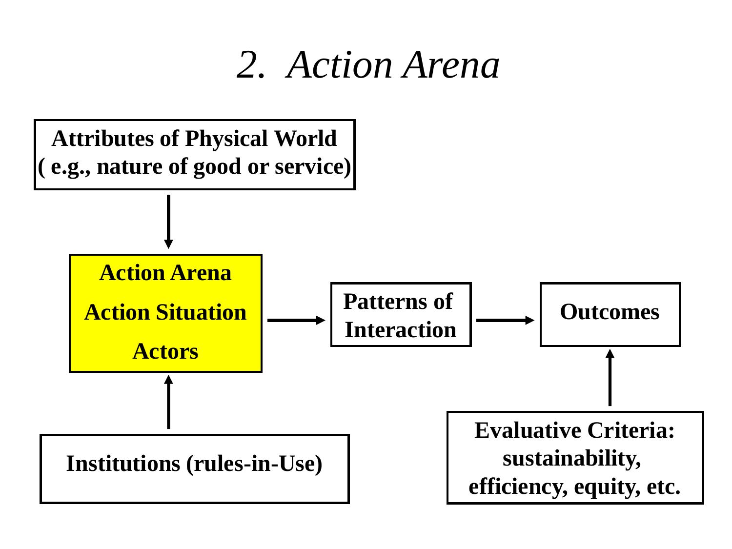# 2. Action Arena

**Attributes of Physical World ( e.g., nature of good or service)**

**Action Arena**

**Action Situation**

**Actors**

**Patterns of Interaction**

**Outcomes**

**Institutions (rules-in-Use)**

**Evaluative Criteria: sustainability, efficiency, equity, etc.**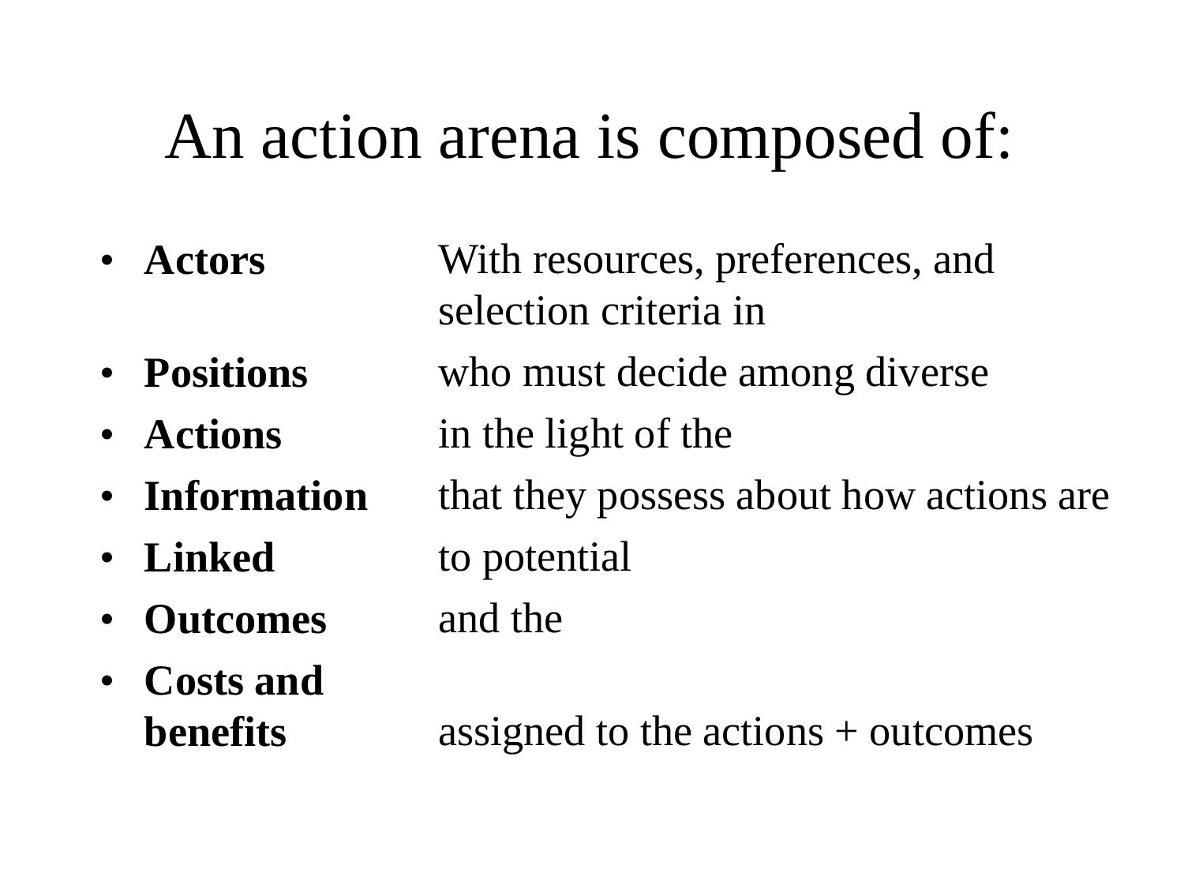# An action arena is composed of:

- **Actors** With resources, preferences, and selection criteria in
- **Positions** who must decide among diverse
- **Actions** in the light of the
- **Information** that they possess about how actions are
- **Linked** to potential
- **Outcomes** and the
- **Costs and benefits** assigned to the actions + outcomes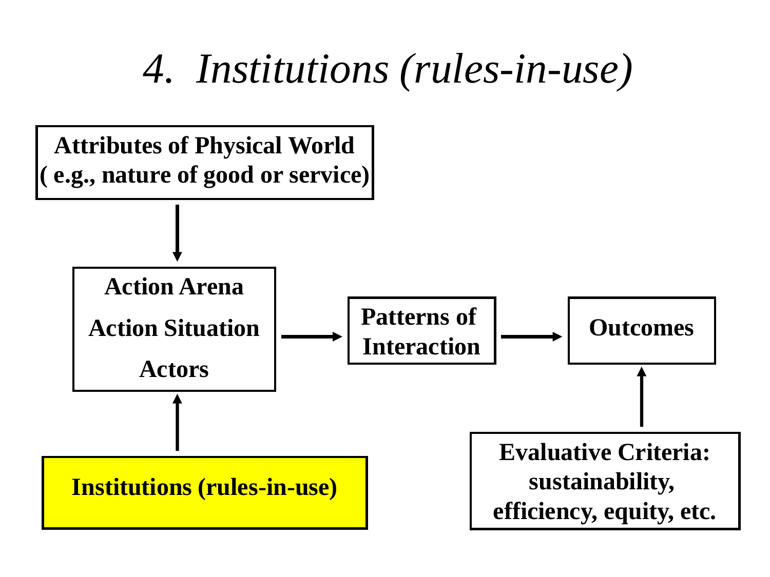# *4. Institutions (rules-in-use)*

**Attributes of Physical World ( e.g., nature of good or service)**

**Action Arena**

**Action Situation**

**Actors**

**Patterns of Interaction**

**Outcomes**

**Institutions (rules-in-use)**

**Evaluative Criteria: sustainability, efficiency, equity, etc.**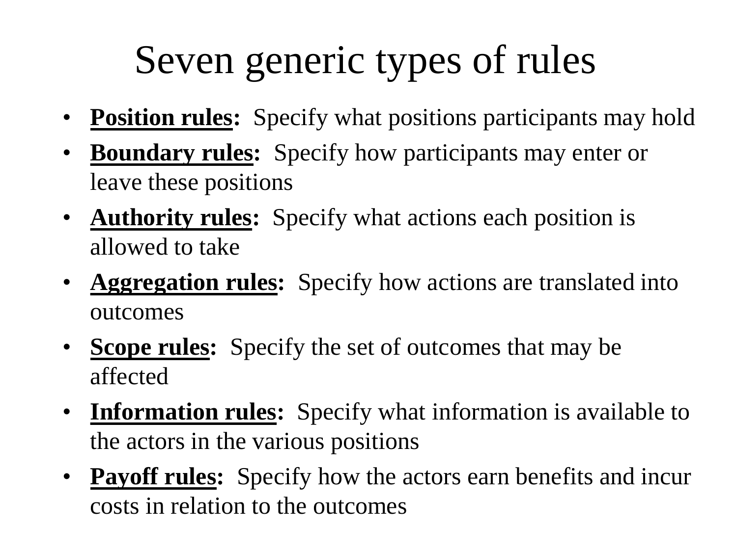# Seven generic types of rules

- **Position rules:** Specify what positions participants may hold
- **Boundary rules:** Specify how participants may enter or leave these positions
- **Authority rules:** Specify what actions each position is allowed to take
- **Aggregation rules:** Specify how actions are translated into outcomes
- **Scope rules:** Specify the set of outcomes that may be affected
- **Information rules:** Specify what information is available to the actors in the various positions
- **Payoff rules:** Specify how the actors earn benefits and incur costs in relation to the outcomes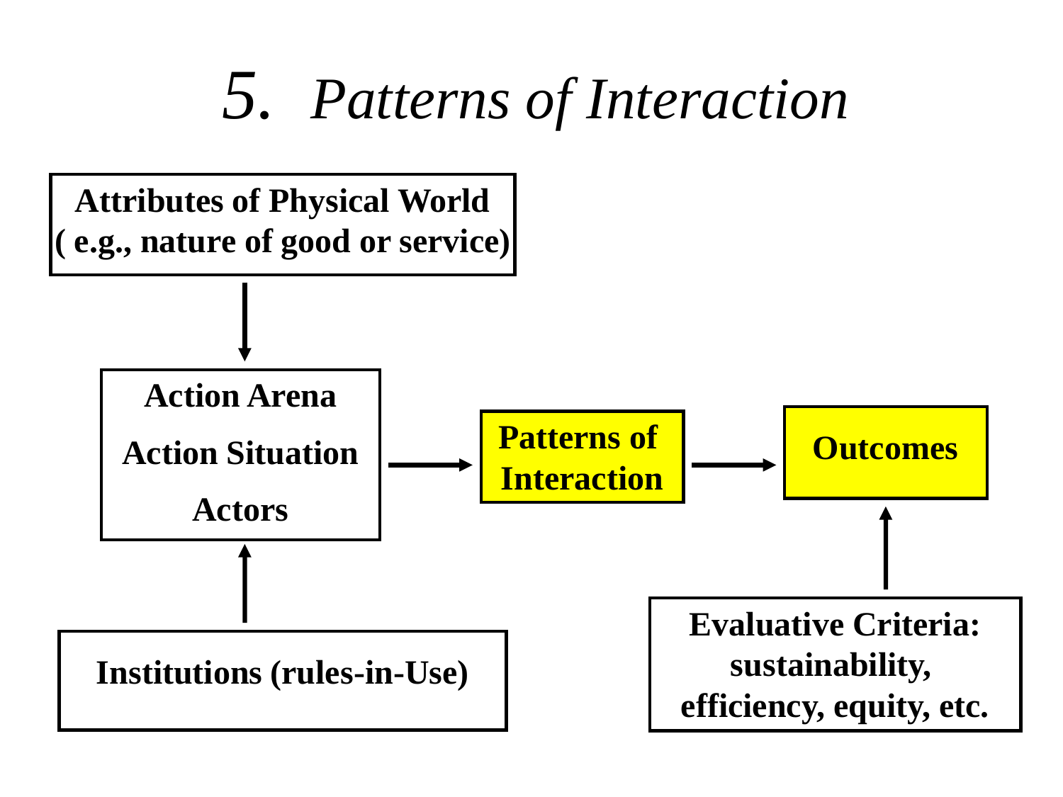# 5. *Patterns of Interaction*

**Attributes of Physical World ( e.g., nature of good or service)**

**Action Arena**

**Action Situation**

**Actors**

**Patterns of Interaction**

**Outcomes**

**Institutions (rules-in-Use)**

**Evaluative Criteria: sustainability, efficiency, equity, etc.**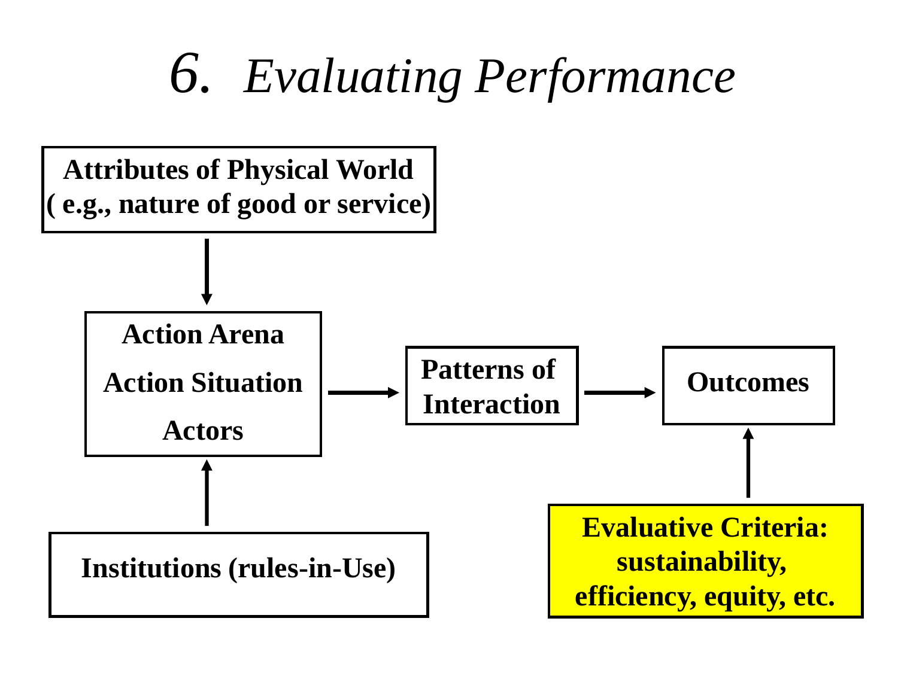# 6. *Evaluating Performance*

**Attributes of Physical World ( e.g., nature of good or service)**

**Action Arena**

**Action Situation**

**Actors**

**Patterns of Interaction**

**Outcomes**

**Institutions (rules-in-Use)**

**Evaluative Criteria: sustainability, efficiency, equity, etc.**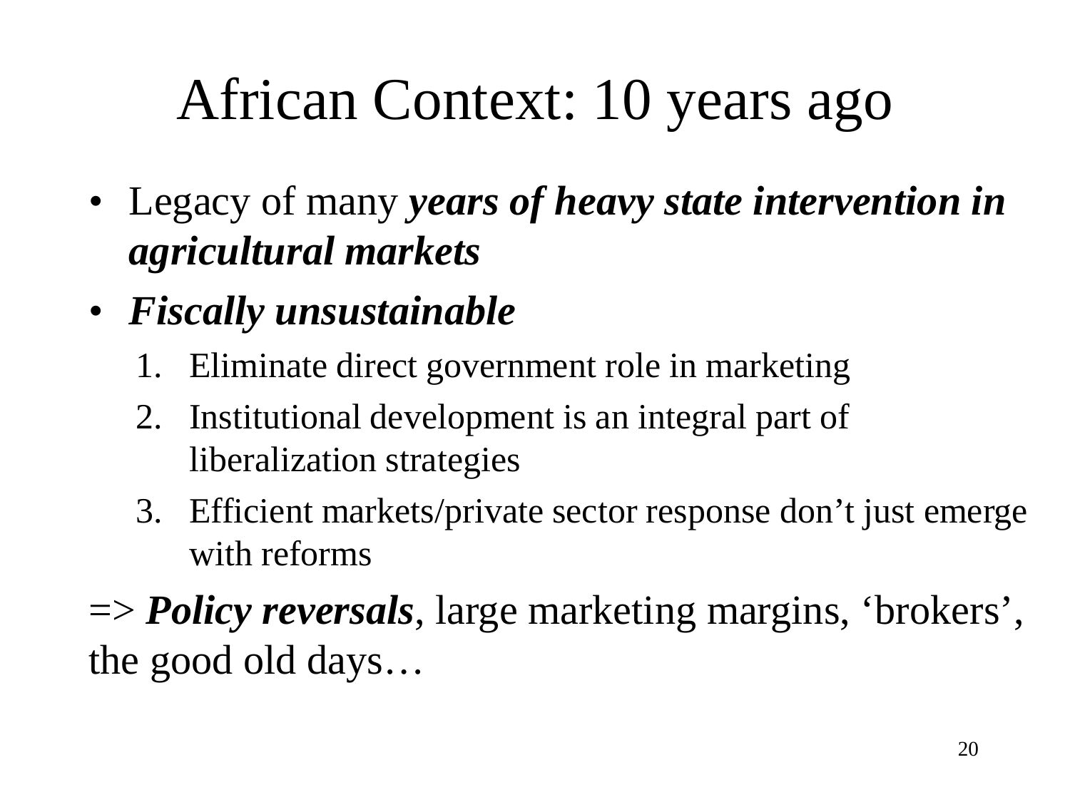# African Context: 10 years ago

- Legacy of many ***years of heavy state intervention in agricultural markets***
- ***Fiscally unsustainable***
  1. Eliminate direct government role in marketing
  2. Institutional development is an integral part of liberalization strategies
  3. Efficient markets/private sector response don't just emerge with reforms

=> ***Policy reversals***, large marketing margins, 'brokers', the good old days…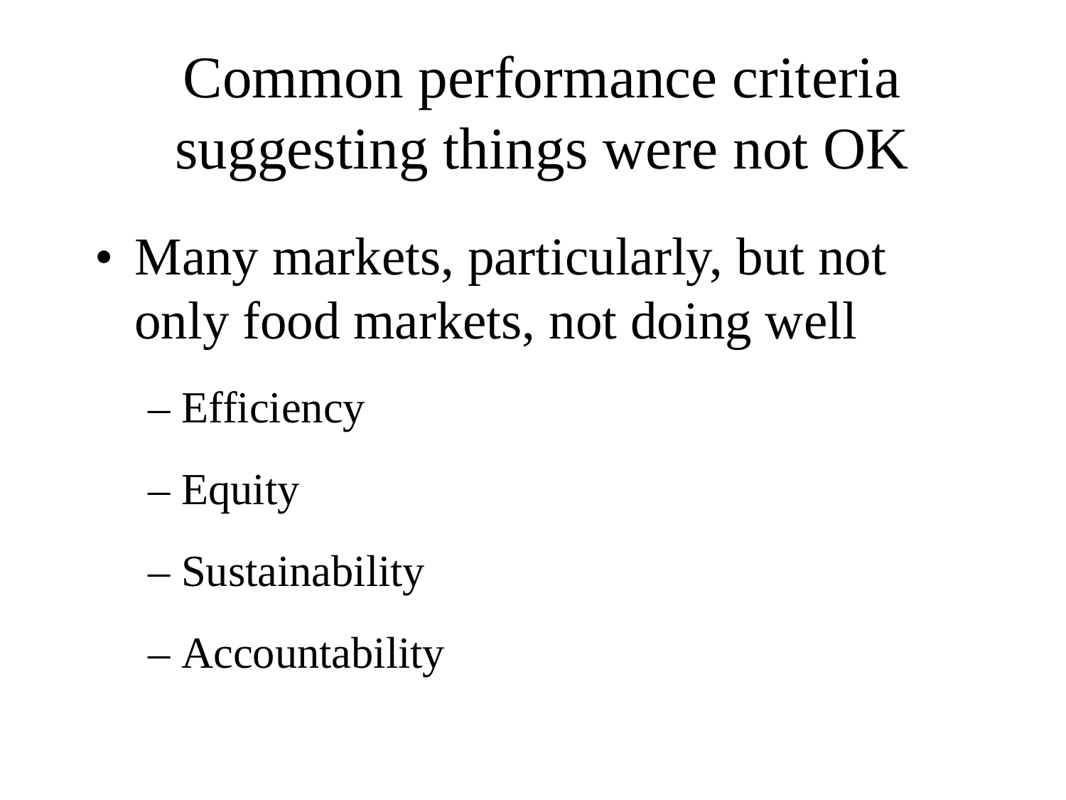# Common performance criteria suggesting things were not OK

- Many markets, particularly, but not only food markets, not doing well
  - Efficiency
  - Equity
  - Sustainability
  - Accountability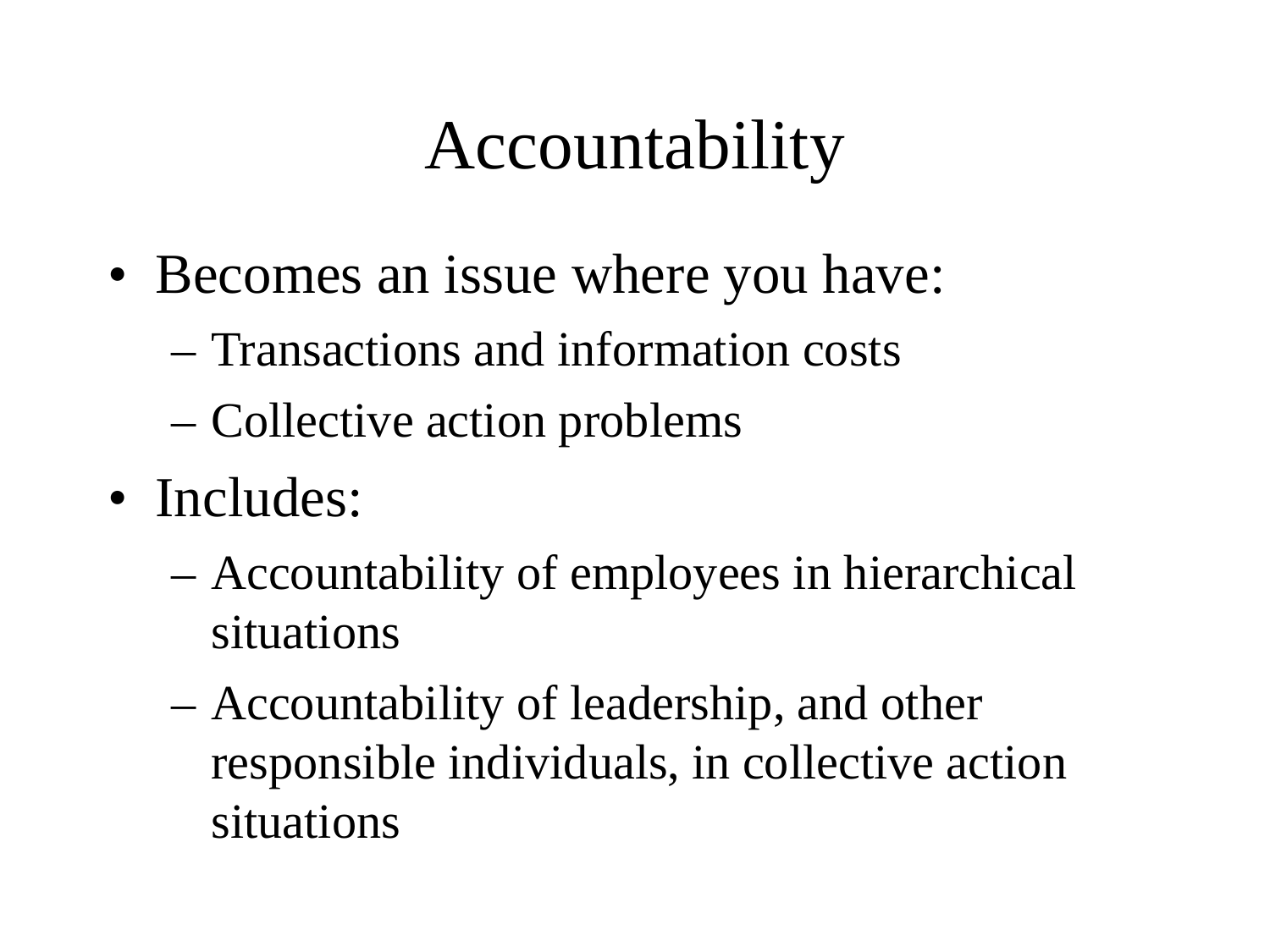# Accountability

- Becomes an issue where you have:
  - Transactions and information costs
  - Collective action problems
- Includes:
  - Accountability of employees in hierarchical situations
  - Accountability of leadership, and other responsible individuals, in collective action situations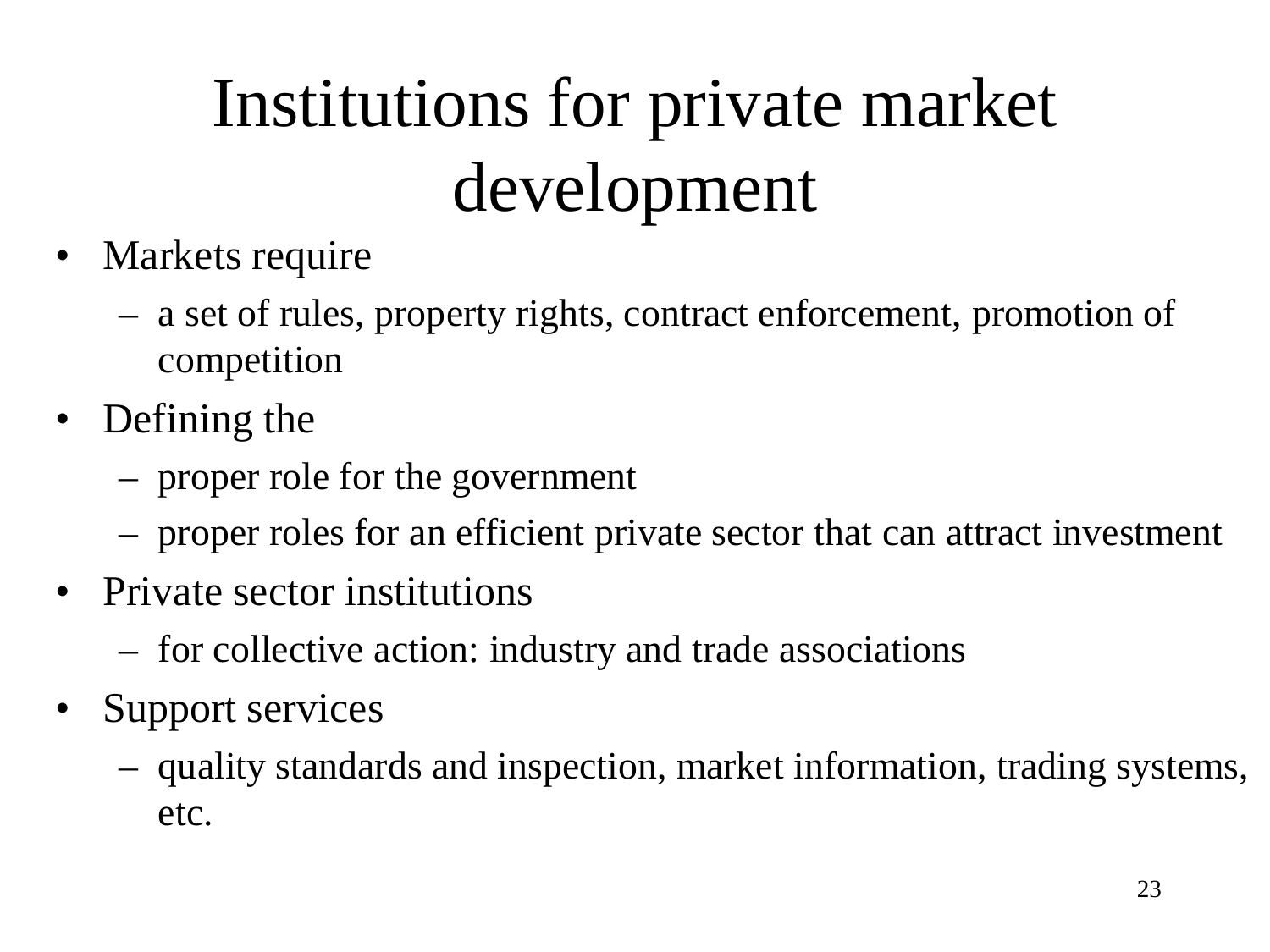# Institutions for private market development

- Markets require
  - a set of rules, property rights, contract enforcement, promotion of competition
- Defining the
  - proper role for the government
  - proper roles for an efficient private sector that can attract investment
- Private sector institutions
  - for collective action: industry and trade associations
- Support services
  - quality standards and inspection, market information, trading systems, etc.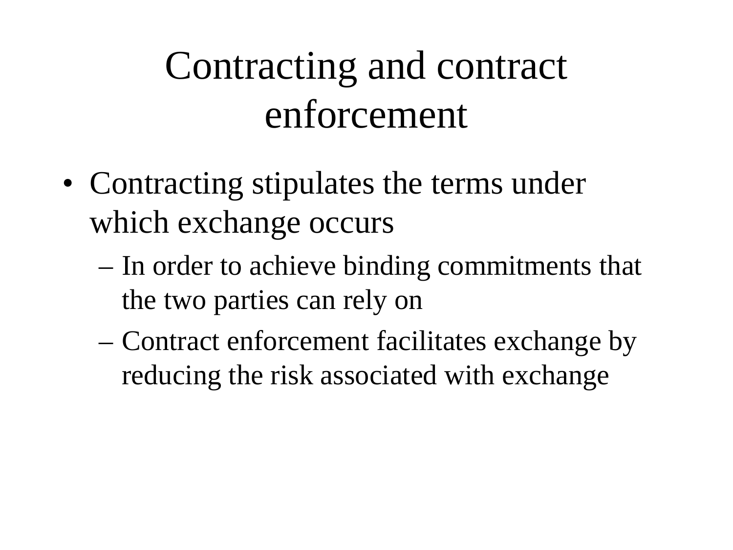# Contracting and contract enforcement

- Contracting stipulates the terms under which exchange occurs
  - In order to achieve binding commitments that the two parties can rely on
  - Contract enforcement facilitates exchange by reducing the risk associated with exchange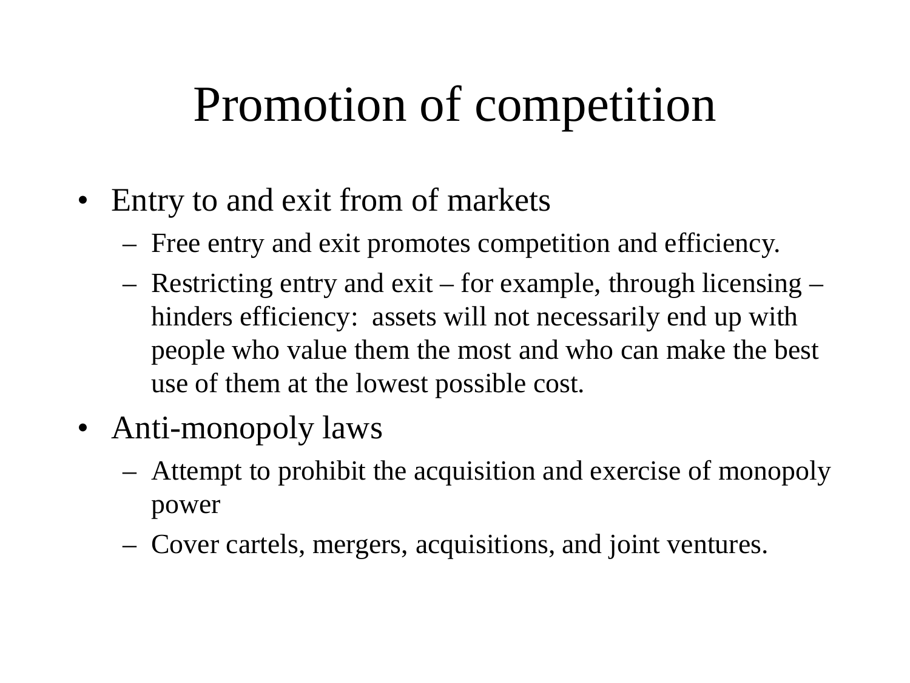# Promotion of competition

- Entry to and exit from of markets
  - Free entry and exit promotes competition and efficiency.
  - Restricting entry and exit – for example, through licensing – hinders efficiency: assets will not necessarily end up with people who value them the most and who can make the best use of them at the lowest possible cost.
- Anti-monopoly laws
  - Attempt to prohibit the acquisition and exercise of monopoly power
  - Cover cartels, mergers, acquisitions, and joint ventures.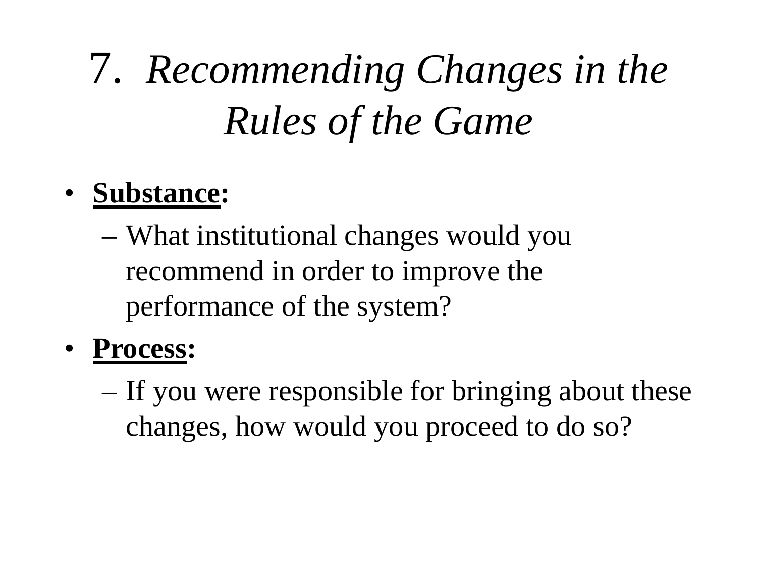# 7. *Recommending Changes in the Rules of the Game*

- **Substance:**
  - What institutional changes would you recommend in order to improve the performance of the system?
- **Process:**
  - If you were responsible for bringing about these changes, how would you proceed to do so?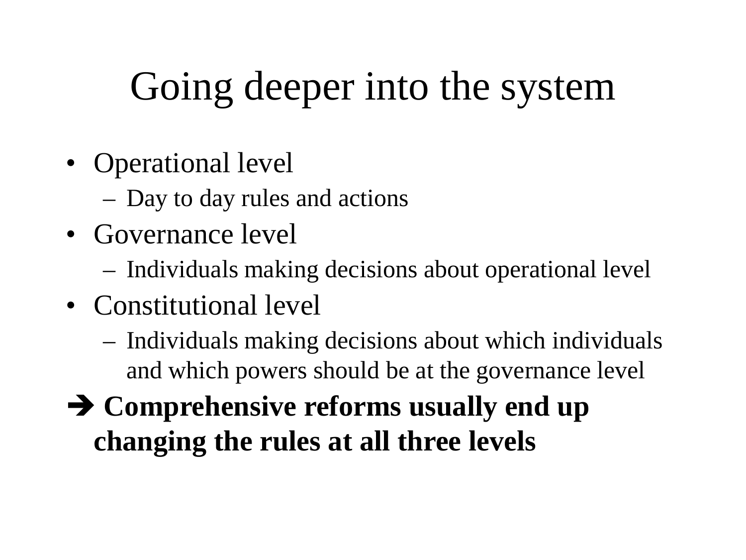# Going deeper into the system

- Operational level
  - Day to day rules and actions
- Governance level
  - Individuals making decisions about operational level
- Constitutional level
  - Individuals making decisions about which individuals and which powers should be at the governance level

➔ **Comprehensive reforms usually end up changing the rules at all three levels**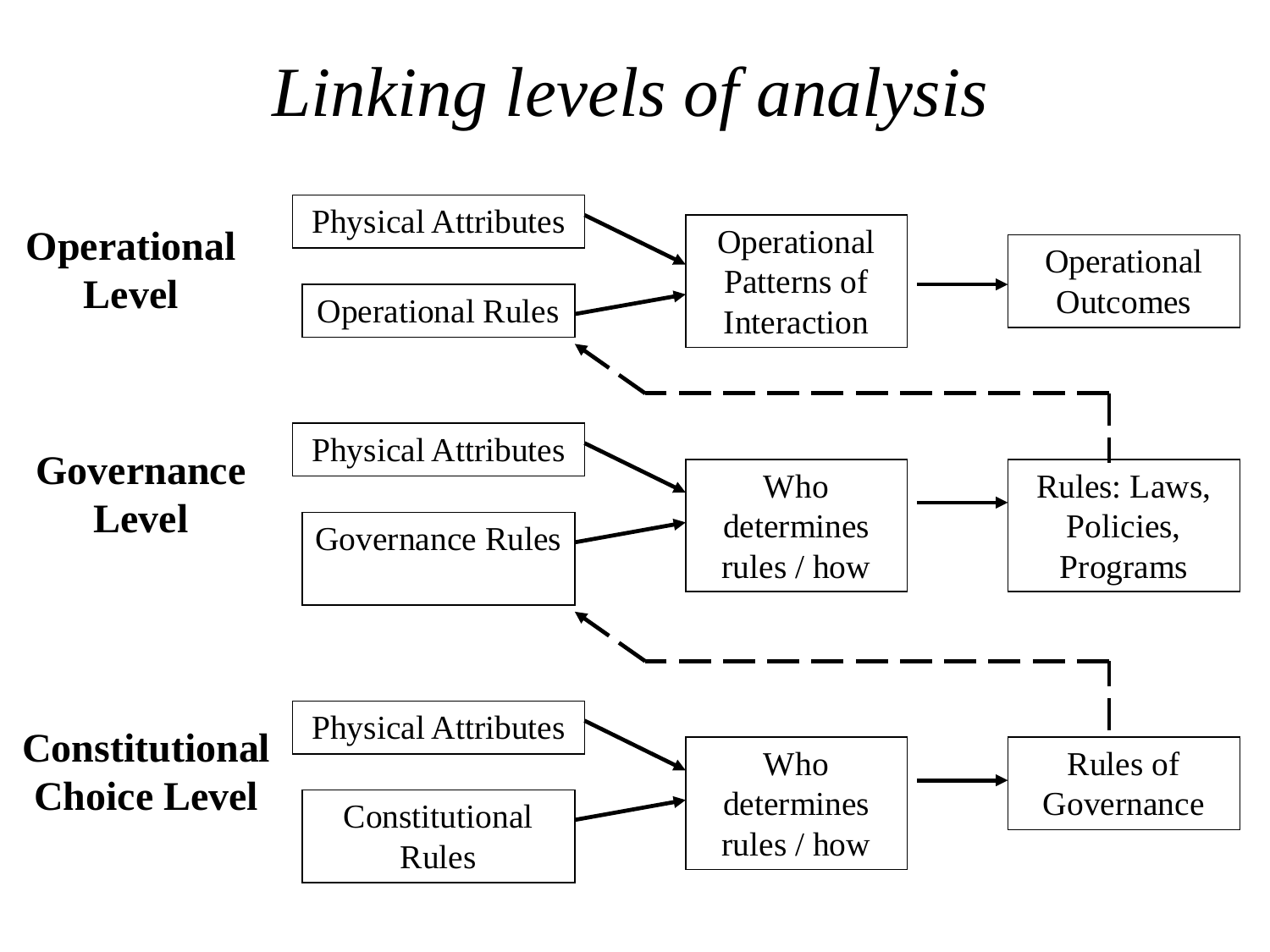# *Linking levels of analysis*

**Operational Level**

- Physical Attributes
- Operational Rules
- Operational Patterns of Interaction
- Operational Outcomes

**Governance Level**

- Physical Attributes
- Governance Rules
- Who determines rules / how
- Rules: Laws, Policies, Programs

**Constitutional Choice Level**

- Physical Attributes
- Constitutional Rules
- Who determines rules / how
- Rules of Governance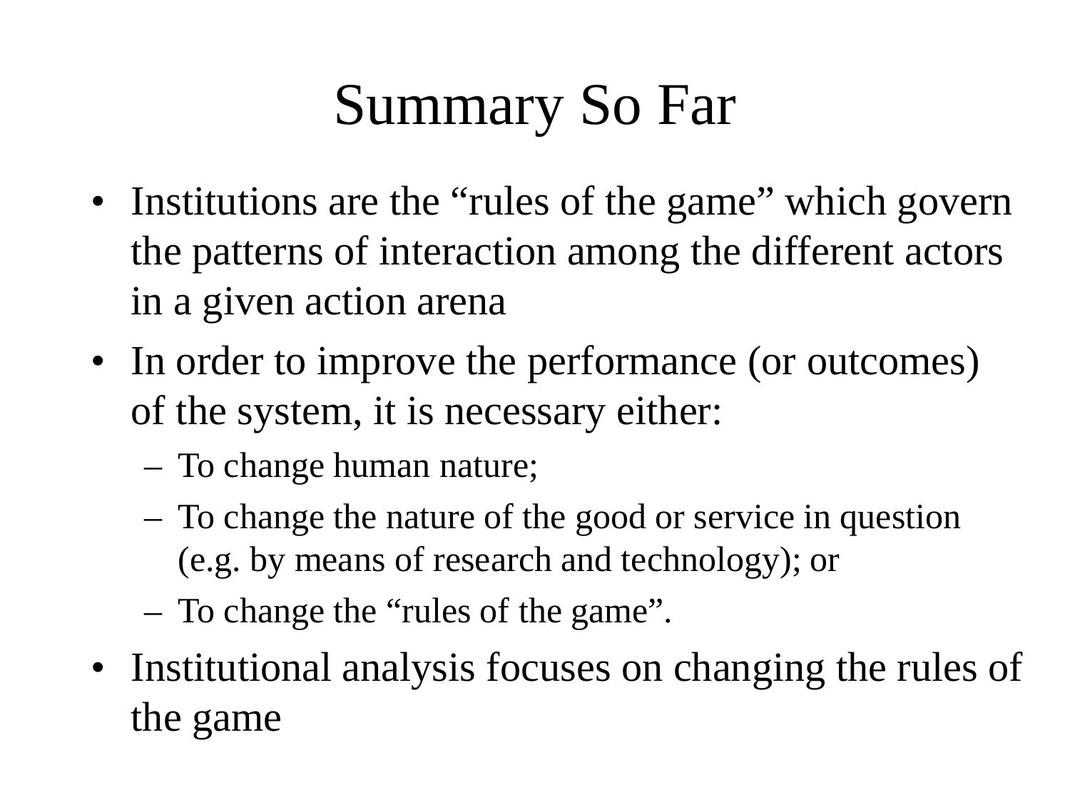# Summary So Far

- Institutions are the “rules of the game” which govern the patterns of interaction among the different actors in a given action arena
- In order to improve the performance (or outcomes) of the system, it is necessary either:
  - To change human nature;
  - To change the nature of the good or service in question (e.g. by means of research and technology); or
  - To change the “rules of the game”.
- Institutional analysis focuses on changing the rules of the game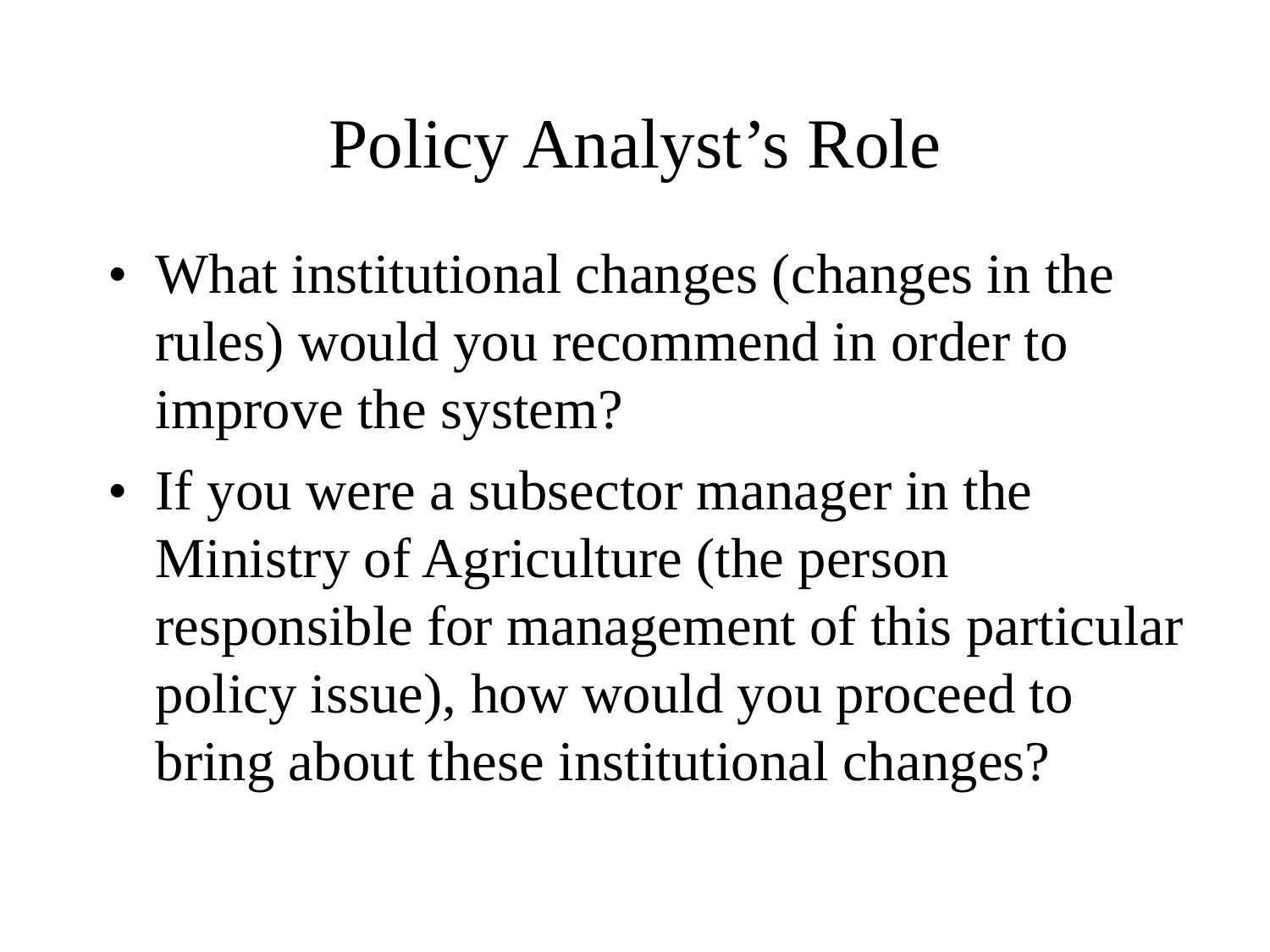# Policy Analyst’s Role

- What institutional changes (changes in the rules) would you recommend in order to improve the system?
- If you were a subsector manager in the Ministry of Agriculture (the person responsible for management of this particular policy issue), how would you proceed to bring about these institutional changes?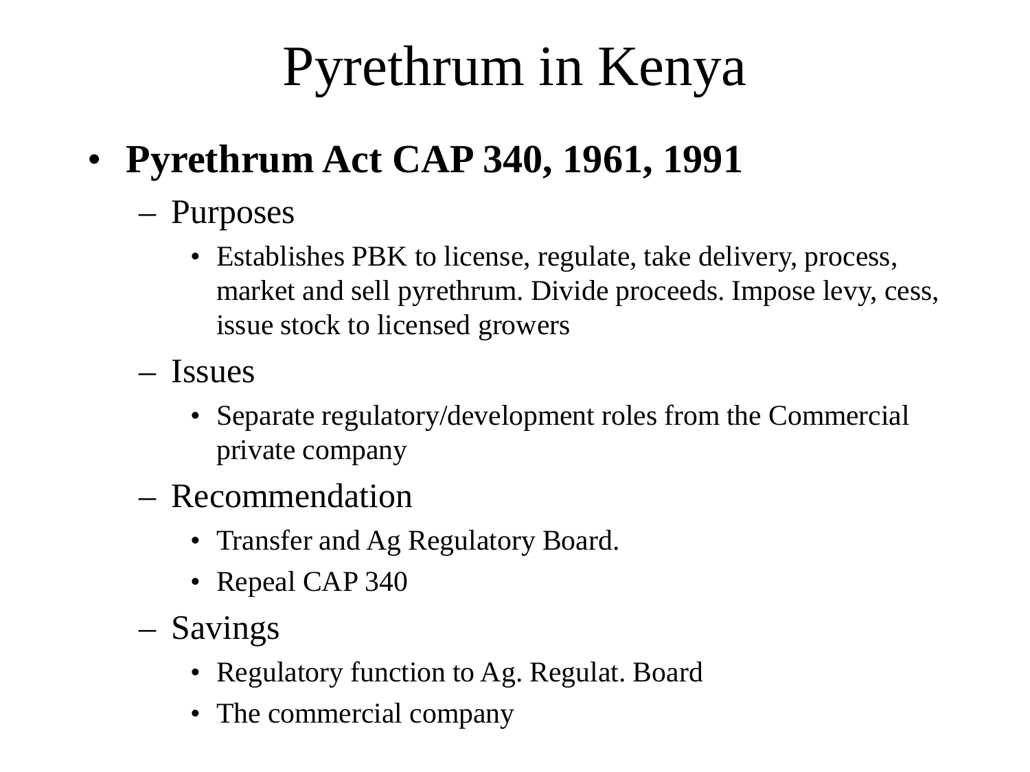# Pyrethrum in Kenya

- **Pyrethrum Act CAP 340, 1961, 1991**
  - Purposes
    - Establishes PBK to license, regulate, take delivery, process, market and sell pyrethrum. Divide proceeds. Impose levy, cess, issue stock to licensed growers
  - Issues
    - Separate regulatory/development roles from the Commercial private company
  - Recommendation
    - Transfer and Ag Regulatory Board.
    - Repeal CAP 340
  - Savings
    - Regulatory function to Ag. Regulat. Board
    - The commercial company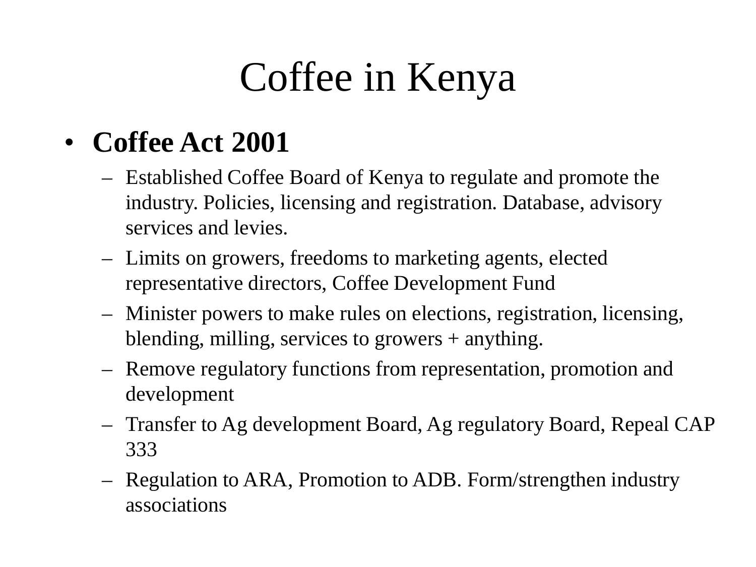# Coffee in Kenya

- **Coffee Act 2001**
  - Established Coffee Board of Kenya to regulate and promote the industry. Policies, licensing and registration. Database, advisory services and levies.
  - Limits on growers, freedoms to marketing agents, elected representative directors, Coffee Development Fund
  - Minister powers to make rules on elections, registration, licensing, blending, milling, services to growers + anything.
  - Remove regulatory functions from representation, promotion and development
  - Transfer to Ag development Board, Ag regulatory Board, Repeal CAP 333
  - Regulation to ARA, Promotion to ADB. Form/strengthen industry associations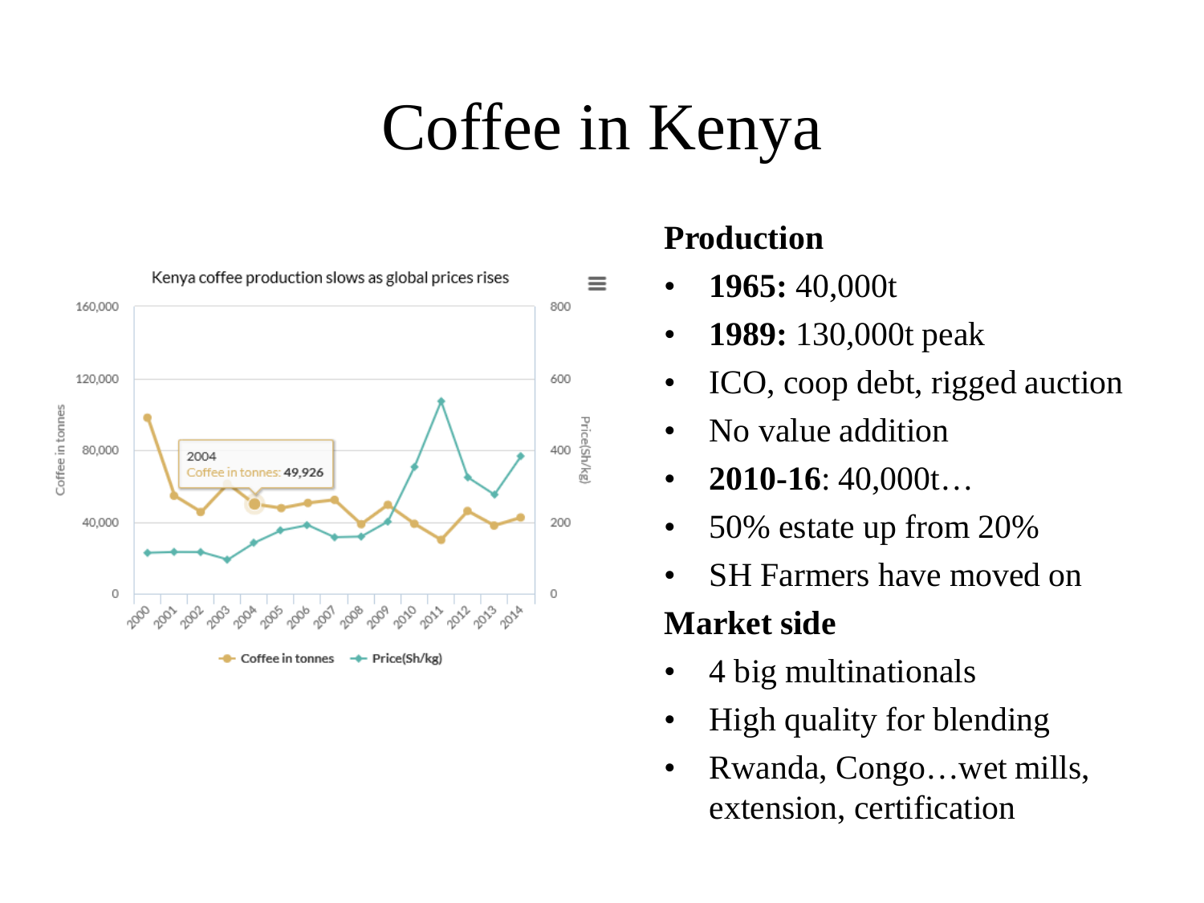# Coffee in Kenya

Kenya coffee production slows as global prices rises

**Production**

- **1965:** 40,000t
- **1989:** 130,000t peak
- ICO, coop debt, rigged auction
- No value addition
- **2010-16**: 40,000t…
- 50% estate up from 20%
- SH Farmers have moved on

**Market side**

- 4 big multinationals
- High quality for blending
- Rwanda, Congo…wet mills, extension, certification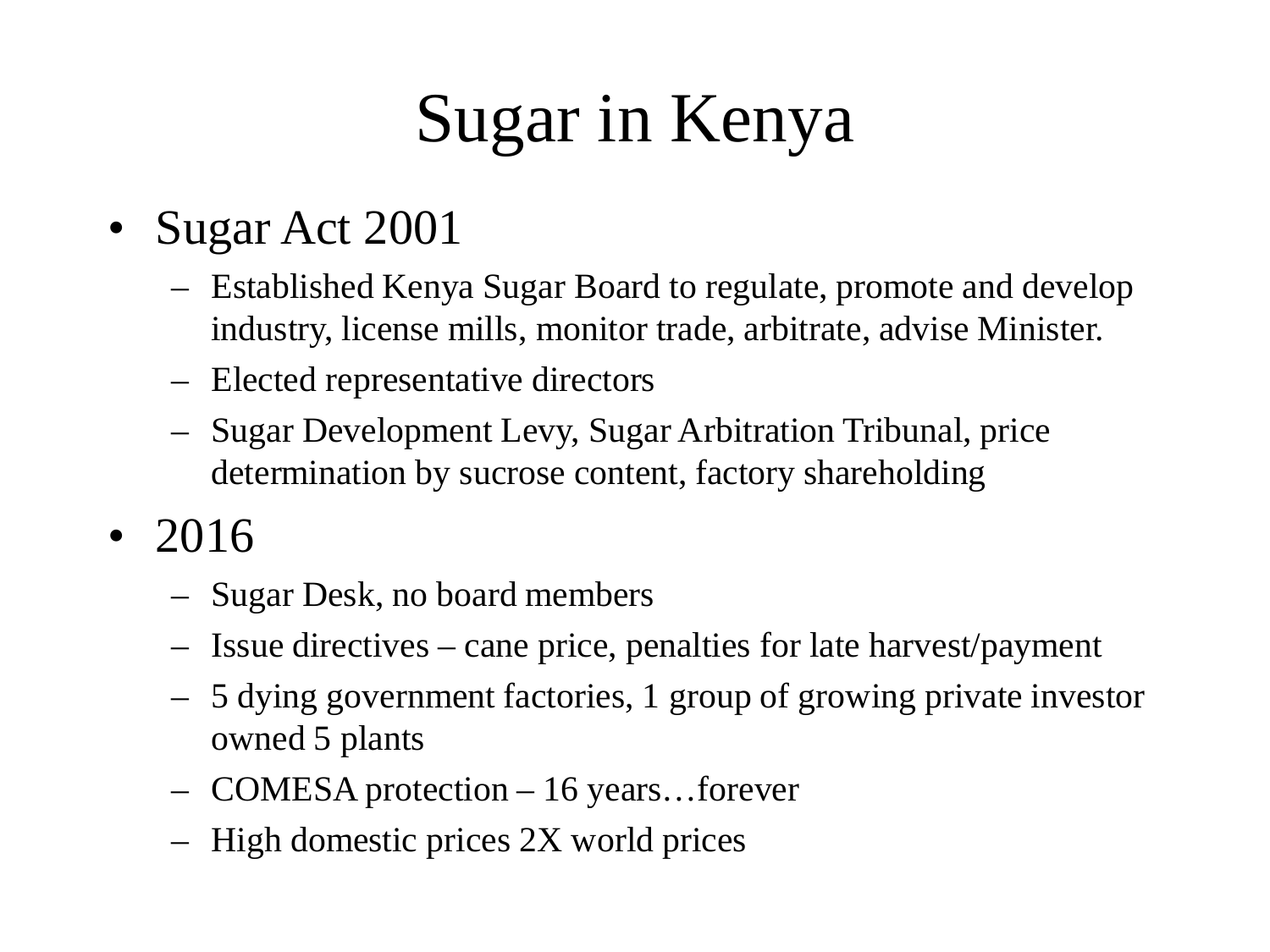# Sugar in Kenya

- Sugar Act 2001
  - Established Kenya Sugar Board to regulate, promote and develop industry, license mills, monitor trade, arbitrate, advise Minister.
  - Elected representative directors
  - Sugar Development Levy, Sugar Arbitration Tribunal, price determination by sucrose content, factory shareholding
- 2016
  - Sugar Desk, no board members
  - Issue directives – cane price, penalties for late harvest/payment
  - 5 dying government factories, 1 group of growing private investor owned 5 plants
  - COMESA protection – 16 years…forever
  - High domestic prices 2X world prices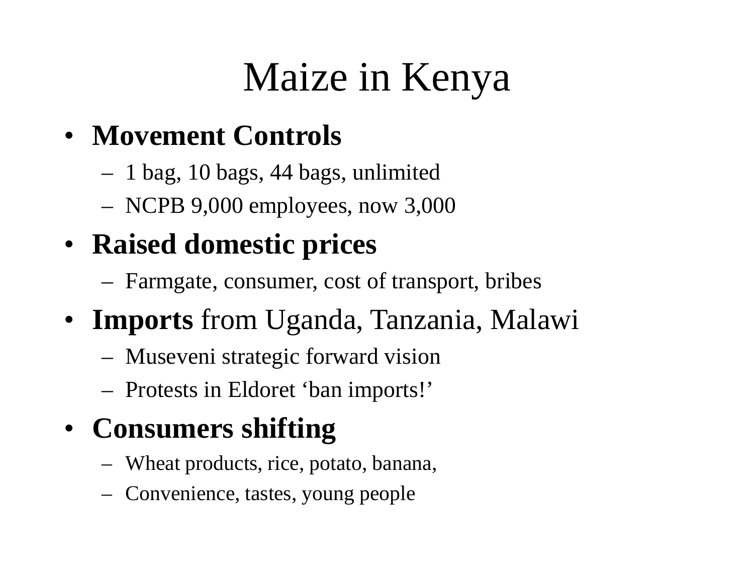# Maize in Kenya

- **Movement Controls**
  - 1 bag, 10 bags, 44 bags, unlimited
  - NCPB 9,000 employees, now 3,000
- **Raised domestic prices**
  - Farmgate, consumer, cost of transport, bribes
- **Imports** from Uganda, Tanzania, Malawi
  - Museveni strategic forward vision
  - Protests in Eldoret ‘ban imports!’
- **Consumers shifting**
  - Wheat products, rice, potato, banana,
  - Convenience, tastes, young people